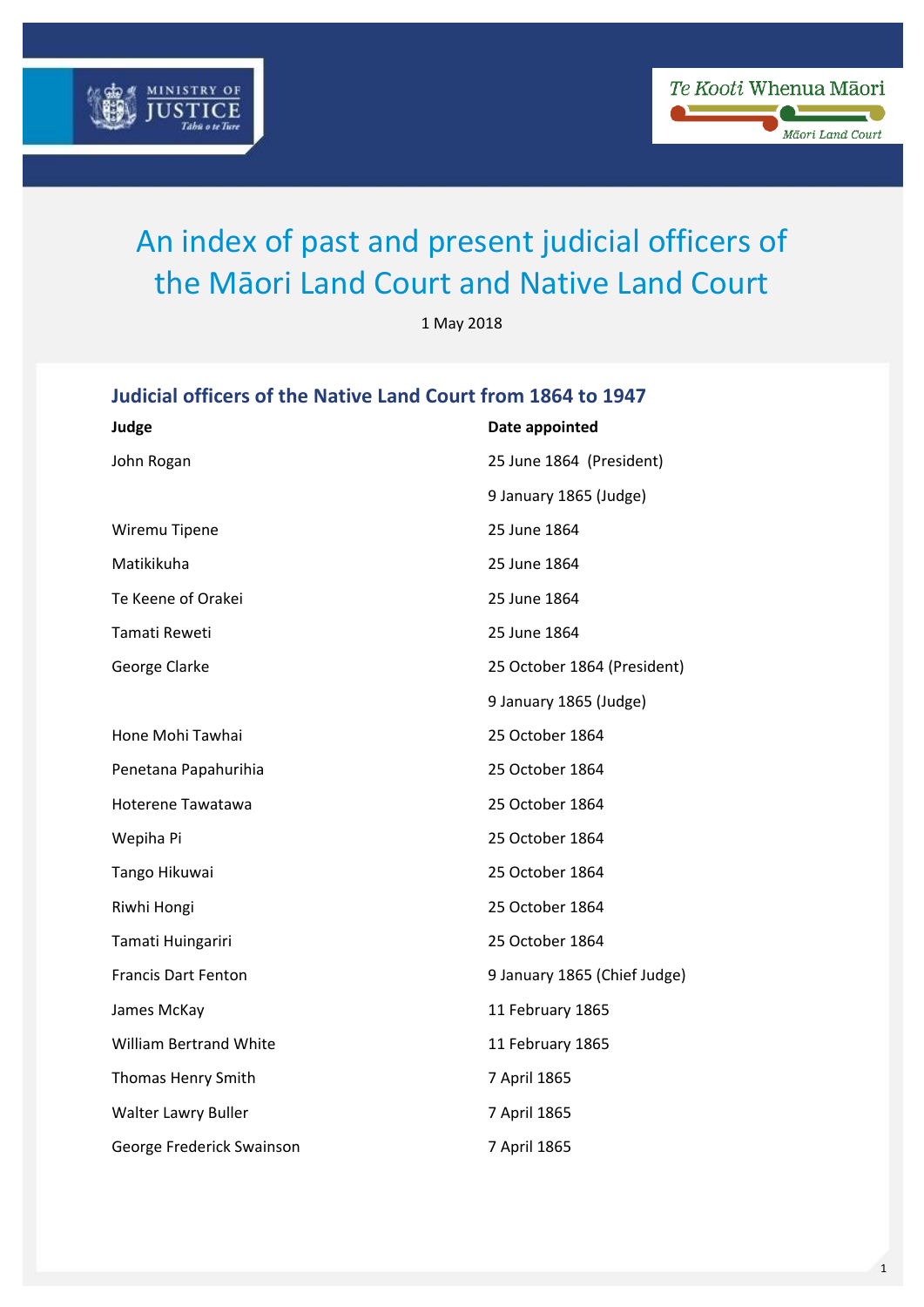# An index of past and present judicial officers of the Māori Land Court and Native Land Court

1 May 2018

## Judicial officers of the Native Land Court from 1864 to 1947

| Judge | Date appointed |
|---|---|
| John Rogan | 25 June 1864 (President) |
| | 9 January 1865 (Judge) |
| Wiremu Tipene | 25 June 1864 |
| Matikikuha | 25 June 1864 |
| Te Keene of Orakei | 25 June 1864 |
| Tamati Reweti | 25 June 1864 |
| George Clarke | 25 October 1864 (President) |
| | 9 January 1865 (Judge) |
| Hone Mohi Tawhai | 25 October 1864 |
| Penetana Papahurihia | 25 October 1864 |
| Hoterene Tawatawa | 25 October 1864 |
| Wepiha Pi | 25 October 1864 |
| Tango Hikuwai | 25 October 1864 |
| Riwhi Hongi | 25 October 1864 |
| Tamati Huingariri | 25 October 1864 |
| Francis Dart Fenton | 9 January 1865 (Chief Judge) |
| James McKay | 11 February 1865 |
| William Bertrand White | 11 February 1865 |
| Thomas Henry Smith | 7 April 1865 |
| Walter Lawry Buller | 7 April 1865 |
| George Frederick Swainson | 7 April 1865 |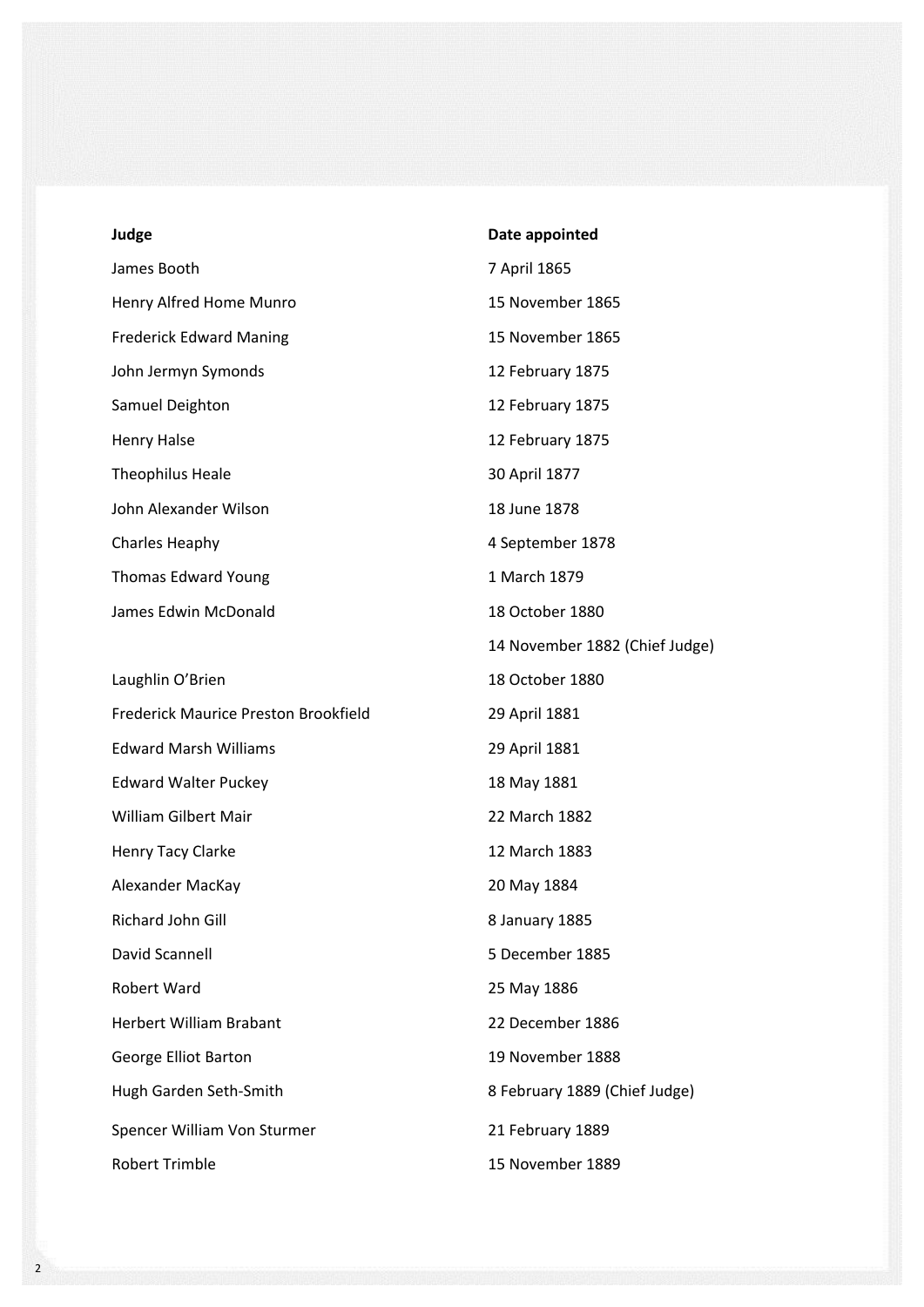| Judge | Date appointed |
|---|---|
| James Booth | 7 April 1865 |
| Henry Alfred Home Munro | 15 November 1865 |
| Frederick Edward Maning | 15 November 1865 |
| John Jermyn Symonds | 12 February 1875 |
| Samuel Deighton | 12 February 1875 |
| Henry Halse | 12 February 1875 |
| Theophilus Heale | 30 April 1877 |
| John Alexander Wilson | 18 June 1878 |
| Charles Heaphy | 4 September 1878 |
| Thomas Edward Young | 1 March 1879 |
| James Edwin McDonald | 18 October 1880 |
| | 14 November 1882 (Chief Judge) |
| Laughlin O'Brien | 18 October 1880 |
| Frederick Maurice Preston Brookfield | 29 April 1881 |
| Edward Marsh Williams | 29 April 1881 |
| Edward Walter Puckey | 18 May 1881 |
| William Gilbert Mair | 22 March 1882 |
| Henry Tacy Clarke | 12 March 1883 |
| Alexander MacKay | 20 May 1884 |
| Richard John Gill | 8 January 1885 |
| David Scannell | 5 December 1885 |
| Robert Ward | 25 May 1886 |
| Herbert William Brabant | 22 December 1886 |
| George Elliot Barton | 19 November 1888 |
| Hugh Garden Seth-Smith | 8 February 1889 (Chief Judge) |
| Spencer William Von Sturmer | 21 February 1889 |
| Robert Trimble | 15 November 1889 |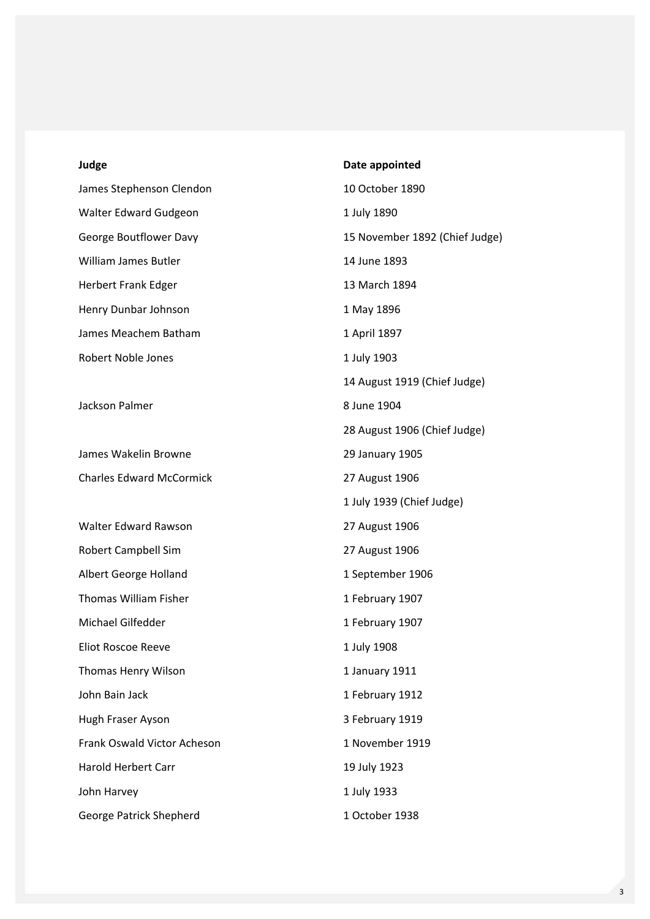| Judge | Date appointed |
| --- | --- |
| James Stephenson Clendon | 10 October 1890 |
| Walter Edward Gudgeon | 1 July 1890 |
| George Boutflower Davy | 15 November 1892 (Chief Judge) |
| William James Butler | 14 June 1893 |
| Herbert Frank Edger | 13 March 1894 |
| Henry Dunbar Johnson | 1 May 1896 |
| James Meachem Batham | 1 April 1897 |
| Robert Noble Jones | 1 July 1903 |
| | 14 August 1919 (Chief Judge) |
| Jackson Palmer | 8 June 1904 |
| | 28 August 1906 (Chief Judge) |
| James Wakelin Browne | 29 January 1905 |
| Charles Edward McCormick | 27 August 1906 |
| | 1 July 1939 (Chief Judge) |
| Walter Edward Rawson | 27 August 1906 |
| Robert Campbell Sim | 27 August 1906 |
| Albert George Holland | 1 September 1906 |
| Thomas William Fisher | 1 February 1907 |
| Michael Gilfedder | 1 February 1907 |
| Eliot Roscoe Reeve | 1 July 1908 |
| Thomas Henry Wilson | 1 January 1911 |
| John Bain Jack | 1 February 1912 |
| Hugh Fraser Ayson | 3 February 1919 |
| Frank Oswald Victor Acheson | 1 November 1919 |
| Harold Herbert Carr | 19 July 1923 |
| John Harvey | 1 July 1933 |
| George Patrick Shepherd | 1 October 1938 |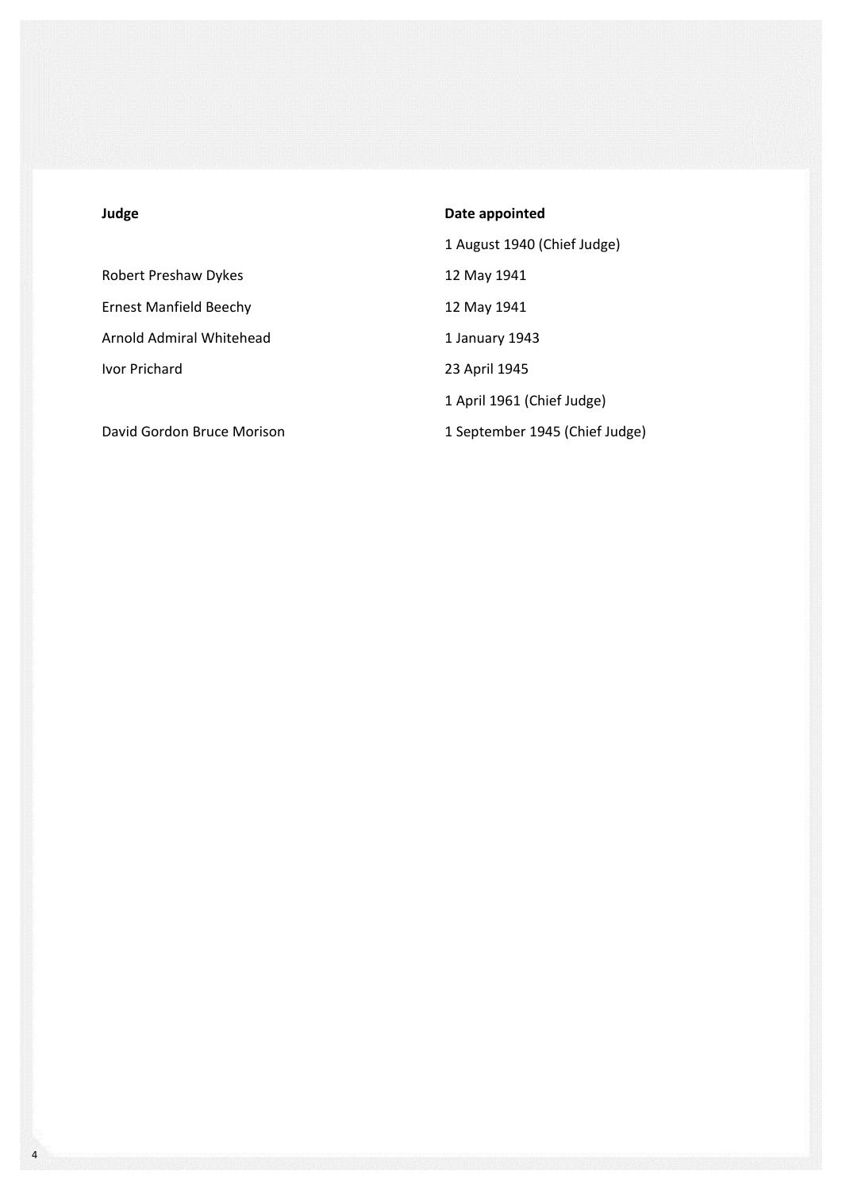| Judge | Date appointed |
| --- | --- |
| | 1 August 1940 (Chief Judge) |
| Robert Preshaw Dykes | 12 May 1941 |
| Ernest Manfield Beechy | 12 May 1941 |
| Arnold Admiral Whitehead | 1 January 1943 |
| Ivor Prichard | 23 April 1945 |
| | 1 April 1961 (Chief Judge) |
| David Gordon Bruce Morison | 1 September 1945 (Chief Judge) |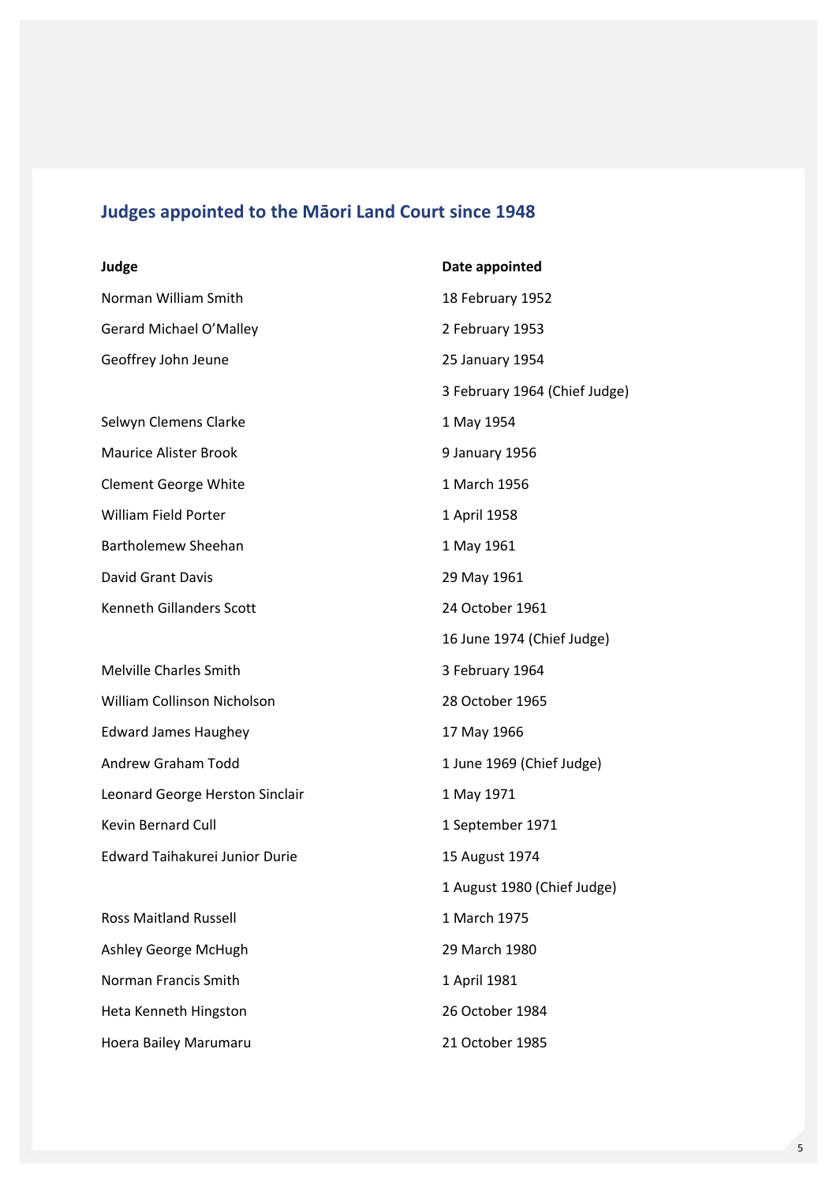## Judges appointed to the Māori Land Court since 1948

| Judge | Date appointed |
|---|---|
| Norman William Smith | 18 February 1952 |
| Gerard Michael O'Malley | 2 February 1953 |
| Geoffrey John Jeune | 25 January 1954 |
| | 3 February 1964 (Chief Judge) |
| Selwyn Clemens Clarke | 1 May 1954 |
| Maurice Alister Brook | 9 January 1956 |
| Clement George White | 1 March 1956 |
| William Field Porter | 1 April 1958 |
| Bartholemew Sheehan | 1 May 1961 |
| David Grant Davis | 29 May 1961 |
| Kenneth Gillanders Scott | 24 October 1961 |
| | 16 June 1974 (Chief Judge) |
| Melville Charles Smith | 3 February 1964 |
| William Collinson Nicholson | 28 October 1965 |
| Edward James Haughey | 17 May 1966 |
| Andrew Graham Todd | 1 June 1969 (Chief Judge) |
| Leonard George Herston Sinclair | 1 May 1971 |
| Kevin Bernard Cull | 1 September 1971 |
| Edward Taihakurei Junior Durie | 15 August 1974 |
| | 1 August 1980 (Chief Judge) |
| Ross Maitland Russell | 1 March 1975 |
| Ashley George McHugh | 29 March 1980 |
| Norman Francis Smith | 1 April 1981 |
| Heta Kenneth Hingston | 26 October 1984 |
| Hoera Bailey Marumaru | 21 October 1985 |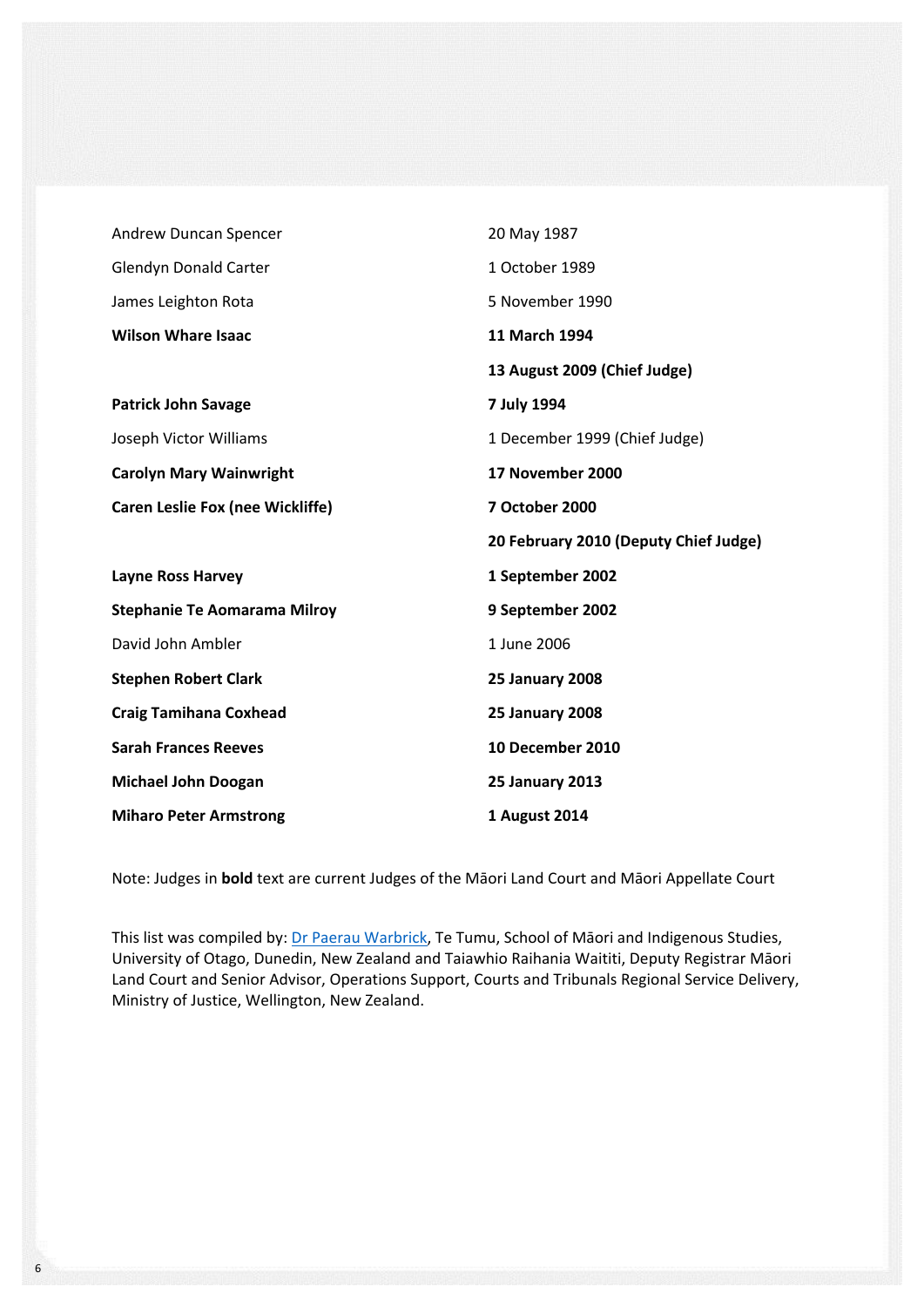| | |
|---|---|
| Andrew Duncan Spencer | 20 May 1987 |
| Glendyn Donald Carter | 1 October 1989 |
| James Leighton Rota | 5 November 1990 |
| **Wilson Whare Isaac** | **11 March 1994** |
| | **13 August 2009 (Chief Judge)** |
| **Patrick John Savage** | **7 July 1994** |
| Joseph Victor Williams | 1 December 1999 (Chief Judge) |
| **Carolyn Mary Wainwright** | **17 November 2000** |
| **Caren Leslie Fox (nee Wickliffe)** | **7 October 2000** |
| | **20 February 2010 (Deputy Chief Judge)** |
| **Layne Ross Harvey** | **1 September 2002** |
| **Stephanie Te Aomarama Milroy** | **9 September 2002** |
| David John Ambler | 1 June 2006 |
| **Stephen Robert Clark** | **25 January 2008** |
| **Craig Tamihana Coxhead** | **25 January 2008** |
| **Sarah Frances Reeves** | **10 December 2010** |
| **Michael John Doogan** | **25 January 2013** |
| **Miharo Peter Armstrong** | **1 August 2014** |

Note: Judges in **bold** text are current Judges of the Māori Land Court and Māori Appellate Court

This list was compiled by: Dr Paerau Warbrick, Te Tumu, School of Māori and Indigenous Studies, University of Otago, Dunedin, New Zealand and Taiawhio Raihania Waititi, Deputy Registrar Māori Land Court and Senior Advisor, Operations Support, Courts and Tribunals Regional Service Delivery, Ministry of Justice, Wellington, New Zealand.